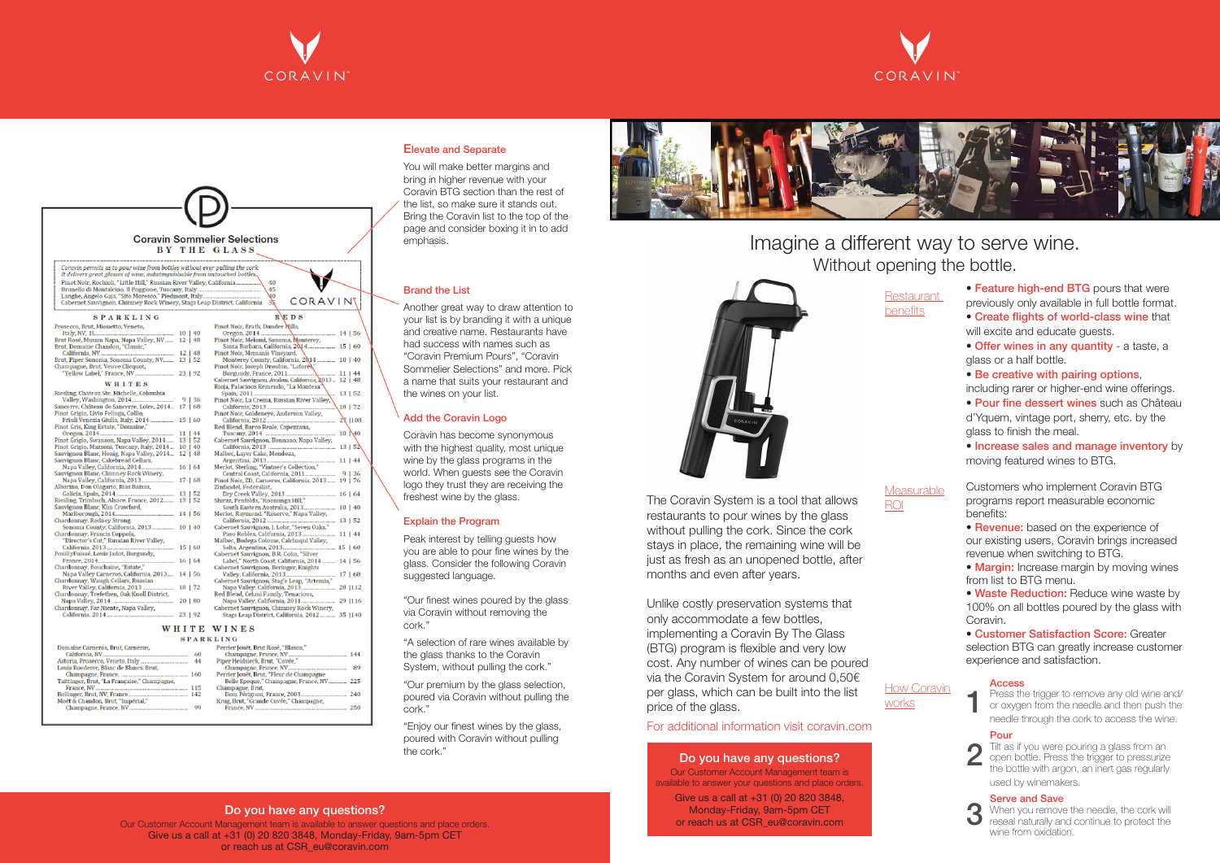CORAVIN

## Coravin Sommelier Selections

BY THE GLASS

*Coravin permits us to pour wine from bottles without ever pulling the cork. It delivers great glasses of wine, indistinguishable from untouched bottles.*

| | |
|---|---|
| Pinot Noir, Rochioli, "Little Hill," Russian River Valley, California | 40 |
| Brunello di Montalcino, Il Poggione, Tuscany, Italy | 45 |
| Langhe, Angelo Gaja, "Sito Moresco," Piedmont, Italy | 40 |
| Cabernet Sauvignon, Chimney Rock Winery, Stags Leap District, California | 35 |

### SPARKLING

| | |
|---|---|
| Prosecco, Brut, Mionetto, Veneto, Italy, NV, 11 | 10 \| 40 |
| Brut Rosé, Mumm Napa, Napa Valley, NV | 12 \| 48 |
| Brut, Domaine Chandon, "Classic," California, NV | 12 \| 48 |
| Brut, Piper Sonoma, Sonoma County, NV | 13 \| 52 |
| Champagne, Brut, Veuve Clicquot, "Yellow Label," France, NV | 23 \| 92 |

### WHITES

| | |
|---|---|
| Riesling, Chateau Ste. Michelle, Columbia Valley, Washington, 2014 | 9 \| 36 |
| Sancerre, Château de Sancerre, Loire, 2014 | 17 \| 68 |
| Pinot Grigio, Livio Felluga, Collio, Friuli Venezia Giulia, Italy, 2014 | 15 \| 60 |
| Pinot Gris, King Estate, "Domaine," Oregon, 2014 | 11 \| 44 |
| Pinot Grigio, Swanson, Napa Valley, 2014 | 13 \| 52 |
| Pinot Grigio, Mazzoni, Tuscany, Italy, 2014 | 10 \| 40 |
| Sauvignon Blanc, Honig, Napa Valley, 2014 | 12 \| 48 |
| Sauvignon Blanc, Cakebread Cellars, Napa Valley, California, 2014 | 16 \| 64 |
| Sauvignon Blanc, Chimney Rock Winery, Napa Valley, California, 2013 | 17 \| 68 |
| Albariño, Don Olegario, Rias Baixas, Galicia, Spain, 2014 | 13 \| 52 |
| Riesling, Trimbach, Alsace, France, 2012 | 13 \| 52 |
| Sauvignon Blanc, Kim Crawford, Marlborough, 2014 | 14 \| 56 |
| Chardonnay, Rodney Strong, Sonoma County, California, 2013 | 10 \| 40 |
| Chardonnay, Francis Coppola, "Director's Cut," Russian River Valley, California, 2013 | 15 \| 60 |
| Pouilly-Fuissé, Louis Jadot, Burgundy, France, 2014 | 16 \| 64 |
| Chardonnay, Bouchaine, "Estate," Napa Valley Carneros, California, 2013 | 14 \| 56 |
| Chardonnay, Waugh Cellars, Russian River Valley, California, 2013 | 18 \| 72 |
| Chardonnay, Trefethen, Oak Knoll District, Napa Valley, 2014 | 20 \| 80 |
| Chardonnay, Far Niente, Napa Valley, California, 2014 | 23 \| 92 |

### REDS

| | |
|---|---|
| Pinot Noir, Erath, Dundee Hills, Oregon, 2014 | 14 \| 56 |
| Pinot Noir, Meiomi, Sonoma, Monterey, Santa Barbara, California, 2014 | 15 \| 60 |
| Pinot Noir, Mernanis Vineyard, Monterey County, California, 2014 | 10 \| 40 |
| Pinot Noir, Joseph Drouhin, "Laforet," Burgundy, France, 2011 | 11 \| 44 |
| Cabernet Sauvignon, Avalon, California, 2013 | 12 \| 48 |
| Rioja, Palacios Remondo, "La Montesa," Spain, 2011 | 13 \| 52 |
| Pinot Noir, La Crema, Russian River Valley, California, 2013 | 18 \| 72 |
| Pinot Noir, Goldeneye, Anderson Valley, California, 2012 | 27 \| 108 |
| Red Blend, Banfi Reale, Capezzana, Tuscany, 2014 | 10 \| 40 |
| Cabernet Sauvignon, Bonanno, Napa Valley, California, 2013 | 13 \| 52 |
| Malbec, Layer Cake, Mendoza, Argentina, 2013 | 11 \| 44 |
| Merlot, Sterling, "Vintner's Collection," Central Coast, California, 2011 | 9 \| 36 |
| Pinot Noir, ZD, Carneros, California, 2013 | 19 \| 76 |
| Zinfandel, Federalist, Dry Creek Valley, 2013 | 16 \| 64 |
| Shiraz, Penfolds, "Koonunga Hill," South Eastern Australia, 2013 | 10 \| 40 |
| Merlot, Raymond, "Reserve," Napa Valley, California, 2012 | 13 \| 52 |
| Cabernet Sauvignon, J. Lohr, "Seven Oaks," Paso Robles, California, 2013 | 11 \| 44 |
| Malbec, Bodega Colome, Calchaquí Valley, Salta, Argentina, 2013 | 15 \| 60 |
| Cabernet Sauvignon, B.R. Cohn, "Silver Label," North Coast, California, 2014 | 14 \| 56 |
| Cabernet Sauvignon, Beringer, Knights Valley, California, 2013 | 17 \| 68 |
| Cabernet Sauvignon, Stag's Leap, "Artemis," Napa Valley, California, 2013 | 28 \| 112 |
| Red Blend, Celani Family, Tenacious, Napa Valley, California, 2011 | 29 \| 116 |
| Cabernet Sauvignon, Chimney Rock Winery, Stags Leap District, California, 2012 | 35 \| 140 |

### WHITE WINES

SPARKLING

| | |
|---|---|
| Domaine Carneros, Brut, Carneros, California, NV | 60 |
| Astoria, Prosecco, Veneto, Italy | 44 |
| Louis Roederer, Blanc de Blancs, Brut, Champagne, France | 160 |
| Taittinger, Brut, "La Française," Champagne, France, NV | 115 |
| Bollinger, Brut, NV, France | 142 |
| Moët & Chandon, Brut, "Impérial," Champagne, France, NV | 99 |
| Perrier Jouët, Brut Rosé, "Blason," Champagne, France, NV | 144 |
| Piper Heidsieck, Brut, "Cuvée," Champagne, France, NV | 89 |
| Perrier Jouët, Brut, "Fleur de Champagne Belle Epoque," Champagne, France, NV | 225 |
| Champagne, Brut, Dom Pérignon, France, 2003 | 240 |
| Krug, Brut, "Grande Cuvée," Champagne, France, NV | 250 |

### Elevate and Separate

You will make better margins and bring in higher revenue with your Coravin BTG section than the rest of the list, so make sure it stands out. Bring the Coravin list to the top of the page and consider boxing it in to add emphasis.

### Brand the List

Another great way to draw attention to your list is by branding it with a unique and creative name. Restaurants have had success with names such as "Coravin Premium Pours", "Coravin Sommelier Selections" and more. Pick a name that suits your restaurant and the wines on your list.

### Add the Coravin Logo

Coravin has become synonymous with the highest quality, most unique wine by the glass programs in the world. When guests see the Coravin logo they trust they are receiving the freshest wine by the glass.

### Explain the Program

Peak interest by telling guests how you are able to pour fine wines by the glass. Consider the following Coravin suggested language.

"Our finest wines poured by the glass via Coravin without removing the cork."

"A selection of rare wines available by the glass thanks to the Coravin System, without pulling the cork."

"Our premium by the glass selection, poured via Coravin without pulling the cork."

"Enjoy our finest wines by the glass, poured with Coravin without pulling the cork."

## Do you have any questions?

Our Customer Account Management team is available to answer questions and place orders.
Give us a call at +31 (0) 20 820 3848, Monday-Friday, 9am-5pm CET
or reach us at CSR_eu@coravin.com

CORAVIN

# Imagine a different way to serve wine.
## Without opening the bottle.

The Coravin System is a tool that allows restaurants to pour wines by the glass without pulling the cork. Since the cork stays in place, the remaining wine will be just as fresh as an unopened bottle, after months and even after years.

Unlike costly preservation systems that only accommodate a few bottles, implementing a Coravin By The Glass (BTG) program is flexible and very low cost. Any number of wines can be poured via the Coravin System for around 0,50€ per glass, which can be built into the list price of the glass.

For additional information visit coravin.com

### Restaurant benefits

- **Feature high-end BTG** pours that were previously only available in full bottle format.
- **Create flights of world-class wine** that will excite and educate guests.
- **Offer wines in any quantity** - a taste, a glass or a half bottle.
- **Be creative with pairing options**, including rarer or higher-end wine offerings.
- **Pour fine dessert wines** such as Château d'Yquem, vintage port, sherry, etc. by the glass to finish the meal.
- **Increase sales and manage inventory** by moving featured wines to BTG.

### Measurable ROI

Customers who implement Coravin BTG programs report measurable economic benefits:

- **Revenue:** based on the experience of our existing users, Coravin brings increased revenue when switching to BTG.
- **Margin:** Increase margin by moving wines from list to BTG menu.
- **Waste Reduction:** Reduce wine waste by 100% on all bottles poured by the glass with Coravin.
- **Customer Satisfaction Score:** Greater selection BTG can greatly increase customer experience and satisfaction.

### How Coravin works

1. **Access** – Press the trigger to remove any old wine and/or oxygen from the needle and then push the needle through the cork to access the wine.
2. **Pour** – Tilt as if you were pouring a glass from an open bottle. Press the trigger to pressurize the bottle with argon, an inert gas regularly used by winemakers.
3. **Serve and Save** – When you remove the needle, the cork will reseal naturally and continue to protect the wine from oxidation.

## Do you have any questions?

Our Customer Account Management team is available to answer your questions and place orders.
Give us a call at +31 (0) 20 820 3848,
Monday-Friday, 9am-5pm CET
or reach us at CSR_eu@coravin.com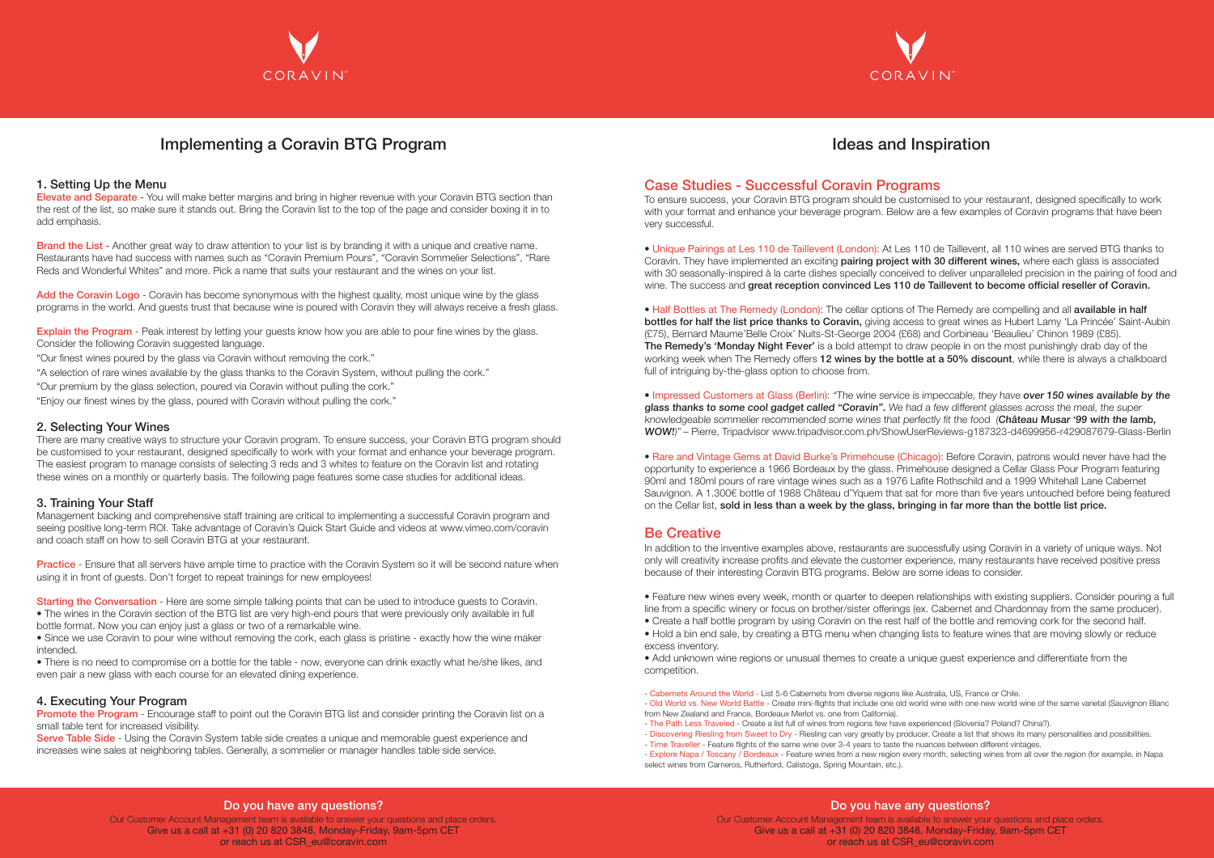# Implementing a Coravin BTG Program

## 1. Setting Up the Menu

**Elevate and Separate -** You will make better margins and bring in higher revenue with your Coravin BTG section than the rest of the list, so make sure it stands out. Bring the Coravin list to the top of the page and consider boxing it in to add emphasis.

**Brand the List -** Another great way to draw attention to your list is by branding it with a unique and creative name. Restaurants have had success with names such as "Coravin Premium Pours", "Coravin Sommelier Selections", "Rare Reds and Wonderful Whites" and more. Pick a name that suits your restaurant and the wines on your list.

**Add the Coravin Logo** - Coravin has become synonymous with the highest quality, most unique wine by the glass programs in the world. And guests trust that because wine is poured with Coravin they will always receive a fresh glass.

**Explain the Program** - Peak interest by letting your guests know how you are able to pour fine wines by the glass. Consider the following Coravin suggested language.

"Our finest wines poured by the glass via Coravin without removing the cork."

"A selection of rare wines available by the glass thanks to the Coravin System, without pulling the cork."

"Our premium by the glass selection, poured via Coravin without pulling the cork."

"Enjoy our finest wines by the glass, poured with Coravin without pulling the cork."

## 2. Selecting Your Wines

There are many creative ways to structure your Coravin program. To ensure success, your Coravin BTG program should be customised to your restaurant, designed specifically to work with your format and enhance your beverage program. The easiest program to manage consists of selecting 3 reds and 3 whites to feature on the Coravin list and rotating these wines on a monthly or quarterly basis. The following page features some case studies for additional ideas.

## 3. Training Your Staff

Management backing and comprehensive staff training are critical to implementing a successful Coravin program and seeing positive long-term ROI. Take advantage of Coravin's Quick Start Guide and videos at www.vimeo.com/coravin and coach staff on how to sell Coravin BTG at your restaurant.

**Practice** - Ensure that all servers have ample time to practice with the Coravin System so it will be second nature when using it in front of guests. Don't forget to repeat trainings for new employees!

**Starting the Conversation** - Here are some simple talking points that can be used to introduce guests to Coravin.

- The wines in the Coravin section of the BTG list are very high-end pours that were previously only available in full bottle format. Now you can enjoy just a glass or two of a remarkable wine.
- Since we use Coravin to pour wine without removing the cork, each glass is pristine - exactly how the wine maker intended.
- There is no need to compromise on a bottle for the table - now, everyone can drink exactly what he/she likes, and even pair a new glass with each course for an elevated dining experience.

## 4. Executing Your Program

**Promote the Program** - Encourage staff to point out the Coravin BTG list and consider printing the Coravin list on a small table tent for increased visibility.

**Serve Table Side** - Using the Coravin System table side creates a unique and memorable guest experience and increases wine sales at neighboring tables. Generally, a sommelier or manager handles table side service.

### Do you have any questions?

Our Customer Account Management team is available to answer your questions and place orders.
Give us a call at +31 (0) 20 820 3848, Monday-Friday, 9am-5pm CET
or reach us at CSR_eu@coravin.com

# Ideas and Inspiration

## Case Studies - Successful Coravin Programs

To ensure success, your Coravin BTG program should be customised to your restaurant, designed specifically to work with your format and enhance your beverage program. Below are a few examples of Coravin programs that have been very successful.

- **Unique Pairings at Les 110 de Taillevent (London):** At Les 110 de Taillevent, all 110 wines are served BTG thanks to Coravin. They have implemented an exciting **pairing project with 30 different wines,** where each glass is associated with 30 seasonally-inspired à la carte dishes specially conceived to deliver unparalleled precision in the pairing of food and wine. The success and **great reception convinced Les 110 de Taillevent to become official reseller of Coravin.**

- **Half Bottles at The Remedy (London):** The cellar options of The Remedy are compelling and all **available in half bottles for half the list price thanks to Coravin,** giving access to great wines as Hubert Lamy 'La Princée' Saint-Aubin (£75), Bernard Maume'Belle Croix' Nuits-St-George 2004 (£68) and Corbineau 'Beaulieu' Chinon 1989 (£85). **The Remedy's 'Monday Night Fever'** is a bold attempt to draw people in on the most punishingly drab day of the working week when The Remedy offers **12 wines by the bottle at a 50% discount**, while there is always a chalkboard full of intriguing by-the-glass option to choose from.

- **Impressed Customers at Glass (Berlin):** *"The wine service is impeccable, they have **over 150 wines available by the glass thanks to some cool gadget called "Coravin".** We had a few different glasses across the meal, the super knowledgeable sommelier recommended some wines that perfectly fit the food (**Château Musar '99 with the lamb, WOW!**)"* – Pierre, Tripadvisor www.tripadvisor.com.ph/ShowUserReviews-g187323-d4699956-r429087679-Glass-Berlin

- **Rare and Vintage Gems at David Burke's Primehouse (Chicago):** Before Coravin, patrons would never have had the opportunity to experience a 1966 Bordeaux by the glass. Primehouse designed a Cellar Glass Pour Program featuring 90ml and 180ml pours of rare vintage wines such as a 1976 Lafite Rothschild and a 1999 Whitehall Lane Cabernet Sauvignon. A 1.300€ bottle of 1988 Château d'Yquem that sat for more than five years untouched before being featured on the Cellar list, **sold in less than a week by the glass, bringing in far more than the bottle list price.**

## Be Creative

In addition to the inventive examples above, restaurants are successfully using Coravin in a variety of unique ways. Not only will creativity increase profits and elevate the customer experience, many restaurants have received positive press because of their interesting Coravin BTG programs. Below are some ideas to consider.

- Feature new wines every week, month or quarter to deepen relationships with existing suppliers. Consider pouring a full line from a specific winery or focus on brother/sister offerings (ex. Cabernet and Chardonnay from the same producer).
- Create a half bottle program by using Coravin on the rest half of the bottle and removing cork for the second half.
- Hold a bin end sale, by creating a BTG menu when changing lists to feature wines that are moving slowly or reduce excess inventory.
- Add unknown wine regions or unusual themes to create a unique guest experience and differentiate from the competition.

- Cabernets Around the World - List 5-6 Cabernets from diverse regions like Australia, US, France or Chile.
- Old World vs. New World Battle - Create mini-flights that include one old world wine with one new world wine of the same varietal (Sauvignon Blanc from New Zealand and France, Bordeaux Merlot vs. one from California).
- The Path Less Traveled - Create a list full of wines from regions few have experienced (Slovenia? Poland? China?).
- Discovering Riesling from Sweet to Dry - Riesling can vary greatly by producer. Create a list that shows its many personalities and possibilities.
- Time Traveller - Feature flights of the same wine over 3-4 years to taste the nuances between different vintages.
- Explore Napa / Toscany / Bordeaux - Feature wines from a new region every month, selecting wines from all over the region (for example, in Napa select wines from Carneros, Rutherford, Calistoga, Spring Mountain, etc.).

### Do you have any questions?

Our Customer Account Management team is available to answer your questions and place orders.
Give us a call at +31 (0) 20 820 3848, Monday-Friday, 9am-5pm CET
or reach us at CSR_eu@coravin.com